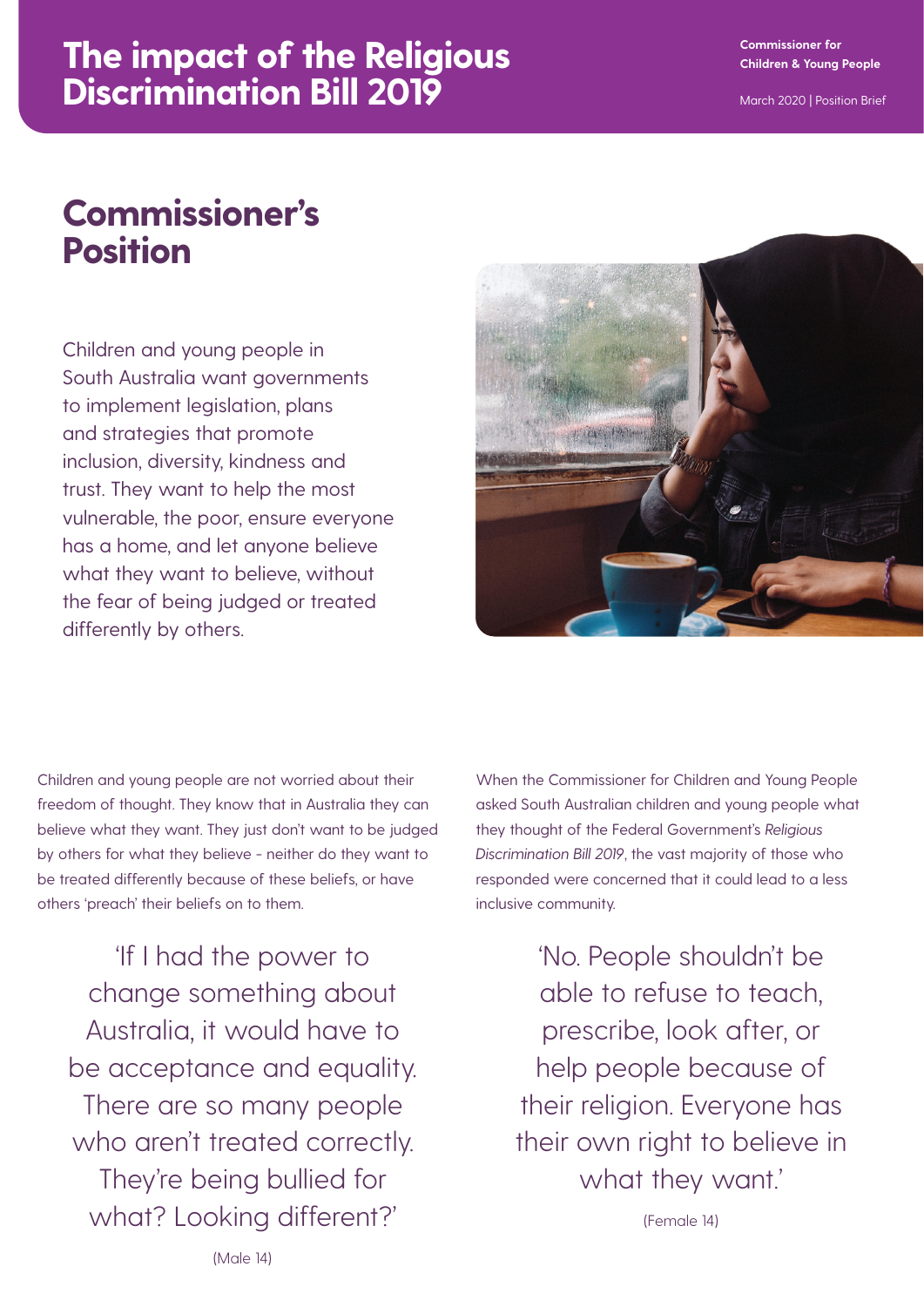# The impact of the Religious Discrimination Bill 2019

**Commissioner for Children & Young People**

March 2020 | Position Brief

## Commissioner's Position

Children and young people in South Australia want governments to implement legislation, plans and strategies that promote inclusion, diversity, kindness and trust. They want to help the most vulnerable, the poor, ensure everyone has a home, and let anyone believe what they want to believe, without the fear of being judged or treated differently by others.

Children and young people are not worried about their freedom of thought. They know that in Australia they can believe what they want. They just don't want to be judged by others for what they believe - neither do they want to be treated differently because of these beliefs, or have others 'preach' their beliefs on to them.

> 'If I had the power to change something about Australia, it would have to be acceptance and equality. There are so many people who aren't treated correctly. They're being bullied for what? Looking different?'
>
> (Male 14)

When the Commissioner for Children and Young People asked South Australian children and young people what they thought of the Federal Government's *Religious Discrimination Bill 2019*, the vast majority of those who responded were concerned that it could lead to a less inclusive community.

> 'No. People shouldn't be able to refuse to teach, prescribe, look after, or help people because of their religion. Everyone has their own right to believe in what they want.'
>
> (Female 14)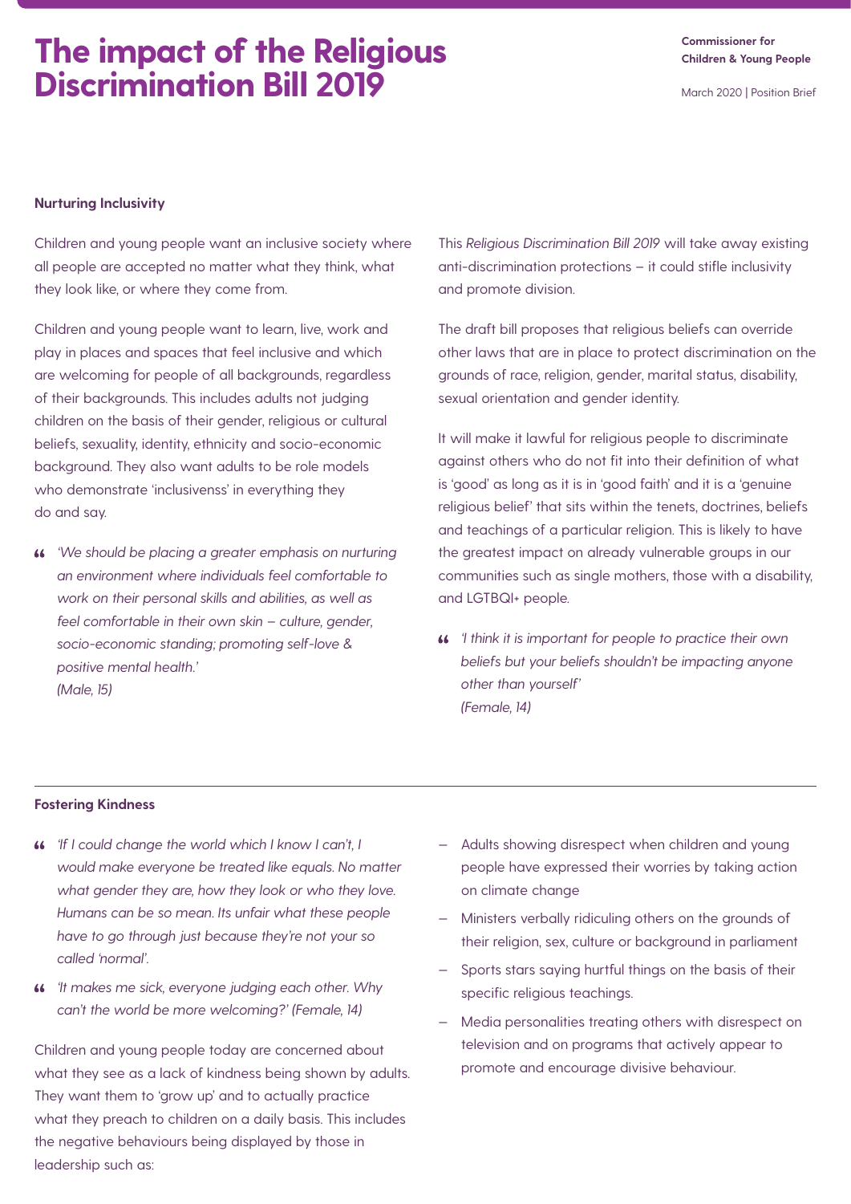# The impact of the Religious Discrimination Bill 2019

**Commissioner for Children & Young People**

March 2020 | Position Brief

**Nurturing Inclusivity**

Children and young people want an inclusive society where all people are accepted no matter what they think, what they look like, or where they come from.

Children and young people want to learn, live, work and play in places and spaces that feel inclusive and which are welcoming for people of all backgrounds, regardless of their backgrounds. This includes adults not judging children on the basis of their gender, religious or cultural beliefs, sexuality, identity, ethnicity and socio-economic background. They also want adults to be role models who demonstrate 'inclusivenss' in everything they do and say.

> *'We should be placing a greater emphasis on nurturing an environment where individuals feel comfortable to work on their personal skills and abilities, as well as feel comfortable in their own skin – culture, gender, socio-economic standing; promoting self-love & positive mental health.'*
> *(Male, 15)*

This *Religious Discrimination Bill 2019* will take away existing anti-discrimination protections – it could stifle inclusivity and promote division.

The draft bill proposes that religious beliefs can override other laws that are in place to protect discrimination on the grounds of race, religion, gender, marital status, disability, sexual orientation and gender identity.

It will make it lawful for religious people to discriminate against others who do not fit into their definition of what is 'good' as long as it is in 'good faith' and it is a 'genuine religious belief' that sits within the tenets, doctrines, beliefs and teachings of a particular religion. This is likely to have the greatest impact on already vulnerable groups in our communities such as single mothers, those with a disability, and LGTBQI+ people.

> *'I think it is important for people to practice their own beliefs but your beliefs shouldn't be impacting anyone other than yourself'*
> *(Female, 14)*

---

**Fostering Kindness**

> *'If I could change the world which I know I can't, I would make everyone be treated like equals. No matter what gender they are, how they look or who they love. Humans can be so mean. Its unfair what these people have to go through just because they're not your so called 'normal'.*

> *'It makes me sick, everyone judging each other. Why can't the world be more welcoming?' (Female, 14)*

Children and young people today are concerned about what they see as a lack of kindness being shown by adults. They want them to 'grow up' and to actually practice what they preach to children on a daily basis. This includes the negative behaviours being displayed by those in leadership such as:

- Adults showing disrespect when children and young people have expressed their worries by taking action on climate change
- Ministers verbally ridiculing others on the grounds of their religion, sex, culture or background in parliament
- Sports stars saying hurtful things on the basis of their specific religious teachings.
- Media personalities treating others with disrespect on television and on programs that actively appear to promote and encourage divisive behaviour.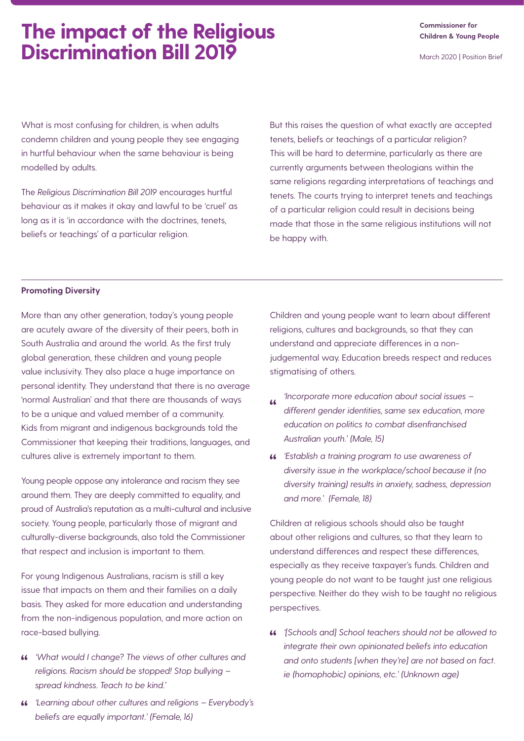What is most confusing for children, is when adults condemn children and young people they see engaging in hurtful behaviour when the same behaviour is being modelled by adults.

The *Religious Discrimination Bill 2019* encourages hurtful behaviour as it makes it okay and lawful to be 'cruel' as long as it is 'in accordance with the doctrines, tenets, beliefs or teachings' of a particular religion.

But this raises the question of what exactly are accepted tenets, beliefs or teachings of a particular religion? This will be hard to determine, particularly as there are currently arguments between theologians within the same religions regarding interpretations of teachings and tenets. The courts trying to interpret tenets and teachings of a particular religion could result in decisions being made that those in the same religious institutions will not be happy with.

**Promoting Diversity**

More than any other generation, today's young people are acutely aware of the diversity of their peers, both in South Australia and around the world. As the first truly global generation, these children and young people value inclusivity. They also place a huge importance on personal identity. They understand that there is no average 'normal Australian' and that there are thousands of ways to be a unique and valued member of a community. Kids from migrant and indigenous backgrounds told the Commissioner that keeping their traditions, languages, and cultures alive is extremely important to them.

Young people oppose any intolerance and racism they see around them. They are deeply committed to equality, and proud of Australia's reputation as a multi-cultural and inclusive society. Young people, particularly those of migrant and culturally-diverse backgrounds, also told the Commissioner that respect and inclusion is important to them.

For young Indigenous Australians, racism is still a key issue that impacts on them and their families on a daily basis. They asked for more education and understanding from the non-indigenous population, and more action on race-based bullying.

> *'What would I change? The views of other cultures and religions. Racism should be stopped! Stop bullying – spread kindness. Teach to be kind.'*

> *'Learning about other cultures and religions – Everybody's beliefs are equally important.' (Female, 16)*

Children and young people want to learn about different religions, cultures and backgrounds, so that they can understand and appreciate differences in a non-judgemental way. Education breeds respect and reduces stigmatising of others.

> *'Incorporate more education about social issues – different gender identities, same sex education, more education on politics to combat disenfranchised Australian youth.' (Male, 15)*

> *'Establish a training program to use awareness of diversity issue in the workplace/school because it (no diversity training) results in anxiety, sadness, depression and more.' (Female, 18)*

Children at religious schools should also be taught about other religions and cultures, so that they learn to understand differences and respect these differences, especially as they receive taxpayer's funds. Children and young people do not want to be taught just one religious perspective. Neither do they wish to be taught no religious perspectives.

> *'[Schools and] School teachers should not be allowed to integrate their own opinionated beliefs into education and onto students [when they're] are not based on fact. ie (homophobic) opinions, etc.' (Unknown age)*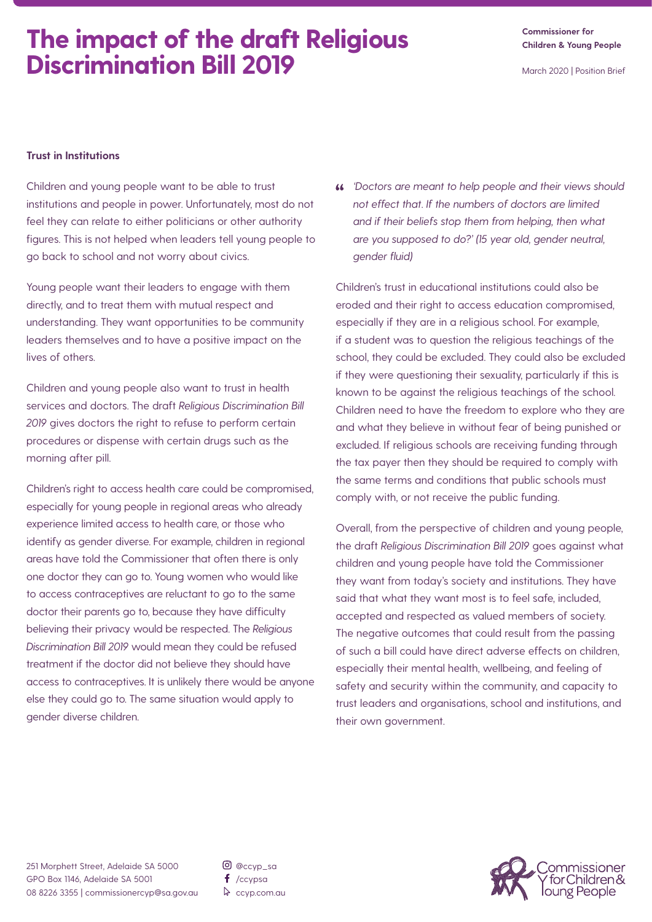## Trust in Institutions

Children and young people want to be able to trust institutions and people in power. Unfortunately, most do not feel they can relate to either politicians or other authority figures. This is not helped when leaders tell young people to go back to school and not worry about civics.

Young people want their leaders to engage with them directly, and to treat them with mutual respect and understanding. They want opportunities to be community leaders themselves and to have a positive impact on the lives of others.

Children and young people also want to trust in health services and doctors. The draft *Religious Discrimination Bill 2019* gives doctors the right to refuse to perform certain procedures or dispense with certain drugs such as the morning after pill.

Children's right to access health care could be compromised, especially for young people in regional areas who already experience limited access to health care, or those who identify as gender diverse. For example, children in regional areas have told the Commissioner that often there is only one doctor they can go to. Young women who would like to access contraceptives are reluctant to go to the same doctor their parents go to, because they have difficulty believing their privacy would be respected. The *Religious Discrimination Bill 2019* would mean they could be refused treatment if the doctor did not believe they should have access to contraceptives. It is unlikely there would be anyone else they could go to. The same situation would apply to gender diverse children.

> *'Doctors are meant to help people and their views should not effect that. If the numbers of doctors are limited and if their beliefs stop them from helping, then what are you supposed to do?' (15 year old, gender neutral, gender fluid)*

Children's trust in educational institutions could also be eroded and their right to access education compromised, especially if they are in a religious school. For example, if a student was to question the religious teachings of the school, they could be excluded. They could also be excluded if they were questioning their sexuality, particularly if this is known to be against the religious teachings of the school. Children need to have the freedom to explore who they are and what they believe in without fear of being punished or excluded. If religious schools are receiving funding through the tax payer then they should be required to comply with the same terms and conditions that public schools must comply with, or not receive the public funding.

Overall, from the perspective of children and young people, the draft *Religious Discrimination Bill 2019* goes against what children and young people have told the Commissioner they want from today's society and institutions. They have said that what they want most is to feel safe, included, accepted and respected as valued members of society. The negative outcomes that could result from the passing of such a bill could have direct adverse effects on children, especially their mental health, wellbeing, and feeling of safety and security within the community, and capacity to trust leaders and organisations, school and institutions, and their own government.

251 Morphett Street, Adelaide SA 5000
GPO Box 1146, Adelaide SA 5001
08 8226 3355 | commissionercyp@sa.gov.au

@ccyp_sa
/ccypsa
ccyp.com.au